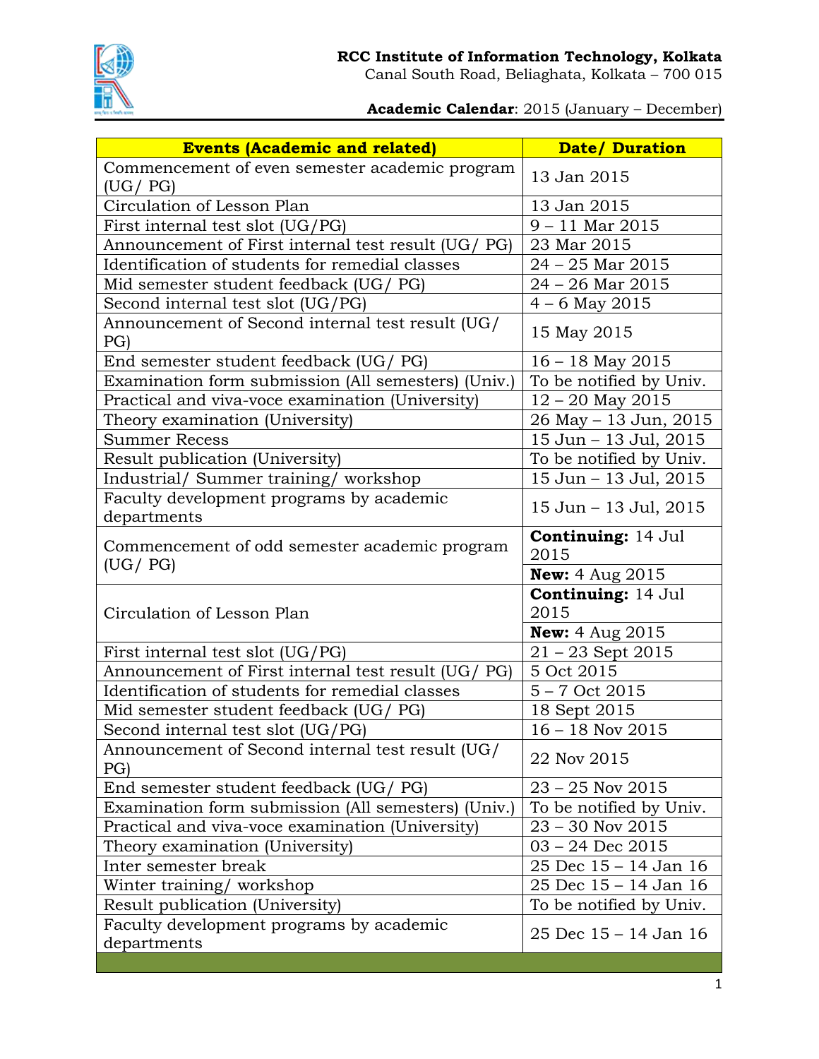**RCC Institute of Information Technology, Kolkata**
Canal South Road, Beliaghata, Kolkata – 700 015

**Academic Calendar**: 2015 (January – December)

| Events (Academic and related) | Date/ Duration |
|---|---|
| Commencement of even semester academic program (UG/ PG) | 13 Jan 2015 |
| Circulation of Lesson Plan | 13 Jan 2015 |
| First internal test slot (UG/PG) | 9 – 11 Mar 2015 |
| Announcement of First internal test result (UG/ PG) | 23 Mar 2015 |
| Identification of students for remedial classes | 24 – 25 Mar 2015 |
| Mid semester student feedback (UG/ PG) | 24 – 26 Mar 2015 |
| Second internal test slot (UG/PG) | 4 – 6 May 2015 |
| Announcement of Second internal test result (UG/ PG) | 15 May 2015 |
| End semester student feedback (UG/ PG) | 16 – 18 May 2015 |
| Examination form submission (All semesters) (Univ.) | To be notified by Univ. |
| Practical and viva-voce examination (University) | 12 – 20 May 2015 |
| Theory examination (University) | 26 May – 13 Jun, 2015 |
| Summer Recess | 15 Jun – 13 Jul, 2015 |
| Result publication (University) | To be notified by Univ. |
| Industrial/ Summer training/ workshop | 15 Jun – 13 Jul, 2015 |
| Faculty development programs by academic departments | 15 Jun – 13 Jul, 2015 |
| Commencement of odd semester academic program (UG/ PG) | **Continuing:** 14 Jul 2015 |
| | **New:** 4 Aug 2015 |
| Circulation of Lesson Plan | **Continuing:** 14 Jul 2015 |
| | **New:** 4 Aug 2015 |
| First internal test slot (UG/PG) | 21 – 23 Sept 2015 |
| Announcement of First internal test result (UG/ PG) | 5 Oct 2015 |
| Identification of students for remedial classes | 5 – 7 Oct 2015 |
| Mid semester student feedback (UG/ PG) | 18 Sept 2015 |
| Second internal test slot (UG/PG) | 16 – 18 Nov 2015 |
| Announcement of Second internal test result (UG/ PG) | 22 Nov 2015 |
| End semester student feedback (UG/ PG) | 23 – 25 Nov 2015 |
| Examination form submission (All semesters) (Univ.) | To be notified by Univ. |
| Practical and viva-voce examination (University) | 23 – 30 Nov 2015 |
| Theory examination (University) | 03 – 24 Dec 2015 |
| Inter semester break | 25 Dec 15 – 14 Jan 16 |
| Winter training/ workshop | 25 Dec 15 – 14 Jan 16 |
| Result publication (University) | To be notified by Univ. |
| Faculty development programs by academic departments | 25 Dec 15 – 14 Jan 16 |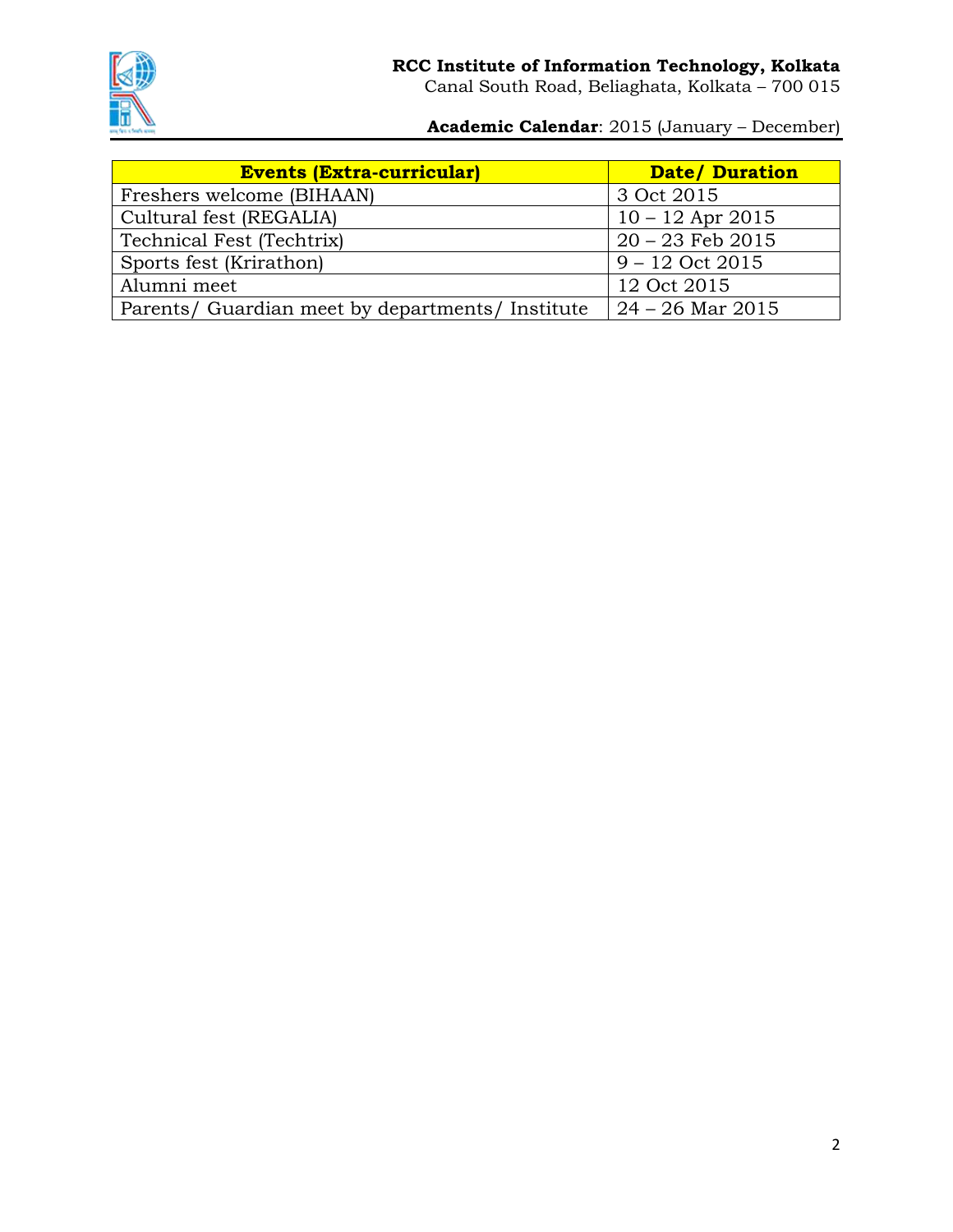| Events (Extra-curricular) | Date/ Duration |
|---|---|
| Freshers welcome (BIHAAN) | 3 Oct 2015 |
| Cultural fest (REGALIA) | 10 – 12 Apr 2015 |
| Technical Fest (Techtrix) | 20 – 23 Feb 2015 |
| Sports fest (Krirathon) | 9 – 12 Oct 2015 |
| Alumni meet | 12 Oct 2015 |
| Parents/ Guardian meet by departments/ Institute | 24 – 26 Mar 2015 |